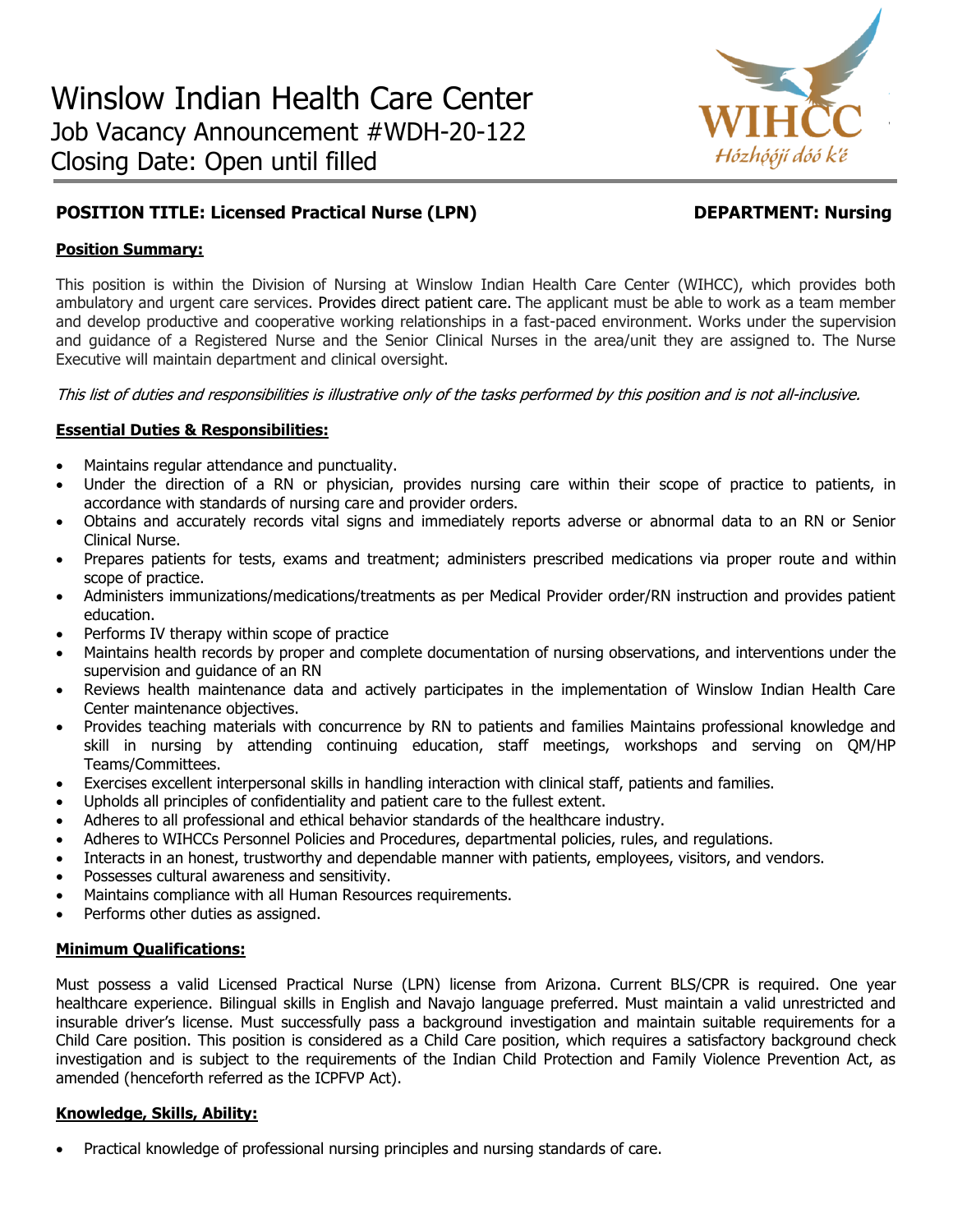# Winslow Indian Health Care Center

Job Vacancy Announcement #WDH-20-122

Closing Date: Open until filled

WIHCC
Hózhóójí dóó k'é

**POSITION TITLE: Licensed Practical Nurse (LPN)** **DEPARTMENT: Nursing**

## Position Summary:

This position is within the Division of Nursing at Winslow Indian Health Care Center (WIHCC), which provides both ambulatory and urgent care services. Provides direct patient care. The applicant must be able to work as a team member and develop productive and cooperative working relationships in a fast-paced environment. Works under the supervision and guidance of a Registered Nurse and the Senior Clinical Nurses in the area/unit they are assigned to. The Nurse Executive will maintain department and clinical oversight.

*This list of duties and responsibilities is illustrative only of the tasks performed by this position and is not all-inclusive.*

## Essential Duties & Responsibilities:

- Maintains regular attendance and punctuality.
- Under the direction of a RN or physician, provides nursing care within their scope of practice to patients, in accordance with standards of nursing care and provider orders.
- Obtains and accurately records vital signs and immediately reports adverse or abnormal data to an RN or Senior Clinical Nurse.
- Prepares patients for tests, exams and treatment; administers prescribed medications via proper route and within scope of practice.
- Administers immunizations/medications/treatments as per Medical Provider order/RN instruction and provides patient education.
- Performs IV therapy within scope of practice
- Maintains health records by proper and complete documentation of nursing observations, and interventions under the supervision and guidance of an RN
- Reviews health maintenance data and actively participates in the implementation of Winslow Indian Health Care Center maintenance objectives.
- Provides teaching materials with concurrence by RN to patients and families Maintains professional knowledge and skill in nursing by attending continuing education, staff meetings, workshops and serving on QM/HP Teams/Committees.
- Exercises excellent interpersonal skills in handling interaction with clinical staff, patients and families.
- Upholds all principles of confidentiality and patient care to the fullest extent.
- Adheres to all professional and ethical behavior standards of the healthcare industry.
- Adheres to WIHCCs Personnel Policies and Procedures, departmental policies, rules, and regulations.
- Interacts in an honest, trustworthy and dependable manner with patients, employees, visitors, and vendors.
- Possesses cultural awareness and sensitivity.
- Maintains compliance with all Human Resources requirements.
- Performs other duties as assigned.

## Minimum Qualifications:

Must possess a valid Licensed Practical Nurse (LPN) license from Arizona. Current BLS/CPR is required. One year healthcare experience. Bilingual skills in English and Navajo language preferred. Must maintain a valid unrestricted and insurable driver's license. Must successfully pass a background investigation and maintain suitable requirements for a Child Care position. This position is considered as a Child Care position, which requires a satisfactory background check investigation and is subject to the requirements of the Indian Child Protection and Family Violence Prevention Act, as amended (henceforth referred as the ICPFVP Act).

## Knowledge, Skills, Ability:

- Practical knowledge of professional nursing principles and nursing standards of care.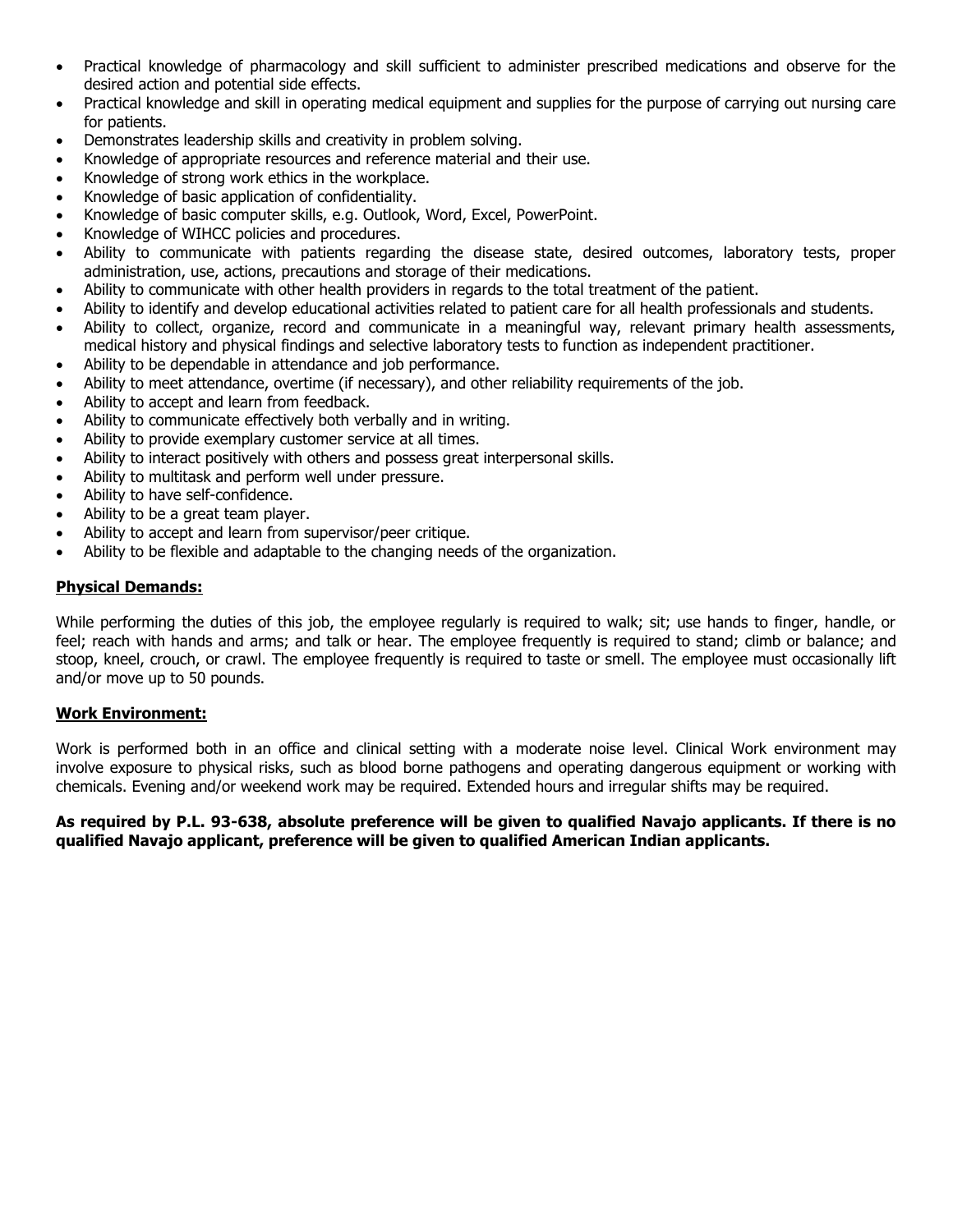- Practical knowledge of pharmacology and skill sufficient to administer prescribed medications and observe for the desired action and potential side effects.
- Practical knowledge and skill in operating medical equipment and supplies for the purpose of carrying out nursing care for patients.
- Demonstrates leadership skills and creativity in problem solving.
- Knowledge of appropriate resources and reference material and their use.
- Knowledge of strong work ethics in the workplace.
- Knowledge of basic application of confidentiality.
- Knowledge of basic computer skills, e.g. Outlook, Word, Excel, PowerPoint.
- Knowledge of WIHCC policies and procedures.
- Ability to communicate with patients regarding the disease state, desired outcomes, laboratory tests, proper administration, use, actions, precautions and storage of their medications.
- Ability to communicate with other health providers in regards to the total treatment of the patient.
- Ability to identify and develop educational activities related to patient care for all health professionals and students.
- Ability to collect, organize, record and communicate in a meaningful way, relevant primary health assessments, medical history and physical findings and selective laboratory tests to function as independent practitioner.
- Ability to be dependable in attendance and job performance.
- Ability to meet attendance, overtime (if necessary), and other reliability requirements of the job.
- Ability to accept and learn from feedback.
- Ability to communicate effectively both verbally and in writing.
- Ability to provide exemplary customer service at all times.
- Ability to interact positively with others and possess great interpersonal skills.
- Ability to multitask and perform well under pressure.
- Ability to have self-confidence.
- Ability to be a great team player.
- Ability to accept and learn from supervisor/peer critique.
- Ability to be flexible and adaptable to the changing needs of the organization.

**Physical Demands:**

While performing the duties of this job, the employee regularly is required to walk; sit; use hands to finger, handle, or feel; reach with hands and arms; and talk or hear. The employee frequently is required to stand; climb or balance; and stoop, kneel, crouch, or crawl. The employee frequently is required to taste or smell. The employee must occasionally lift and/or move up to 50 pounds.

**Work Environment:**

Work is performed both in an office and clinical setting with a moderate noise level. Clinical Work environment may involve exposure to physical risks, such as blood borne pathogens and operating dangerous equipment or working with chemicals. Evening and/or weekend work may be required. Extended hours and irregular shifts may be required.

**As required by P.L. 93-638, absolute preference will be given to qualified Navajo applicants. If there is no qualified Navajo applicant, preference will be given to qualified American Indian applicants.**